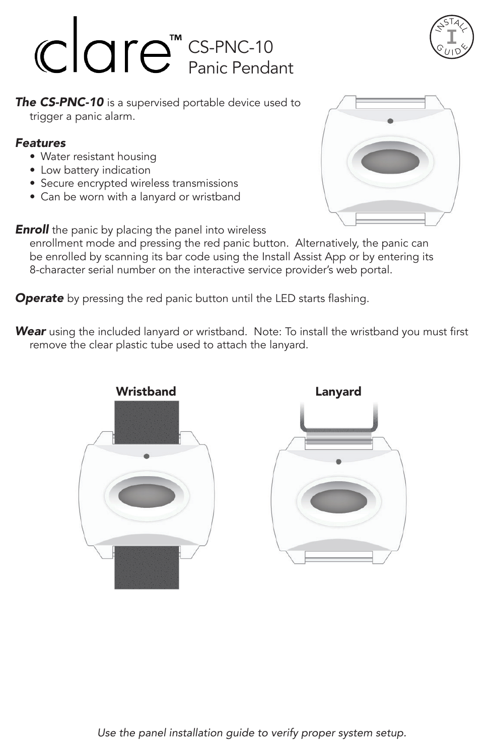# clare™ CS-PNC-10 Panic Pendant

***The CS-PNC-10*** is a supervised portable device used to trigger a panic alarm.

***Features***

- Water resistant housing
- Low battery indication
- Secure encrypted wireless transmissions
- Can be worn with a lanyard or wristband

***Enroll*** the panic by placing the panel into wireless enrollment mode and pressing the red panic button. Alternatively, the panic can be enrolled by scanning its bar code using the Install Assist App or by entering its 8-character serial number on the interactive service provider's web portal.

***Operate*** by pressing the red panic button until the LED starts flashing.

***Wear*** using the included lanyard or wristband. Note: To install the wristband you must first remove the clear plastic tube used to attach the lanyard.

**Wristband** **Lanyard**

*Use the panel installation guide to verify proper system setup.*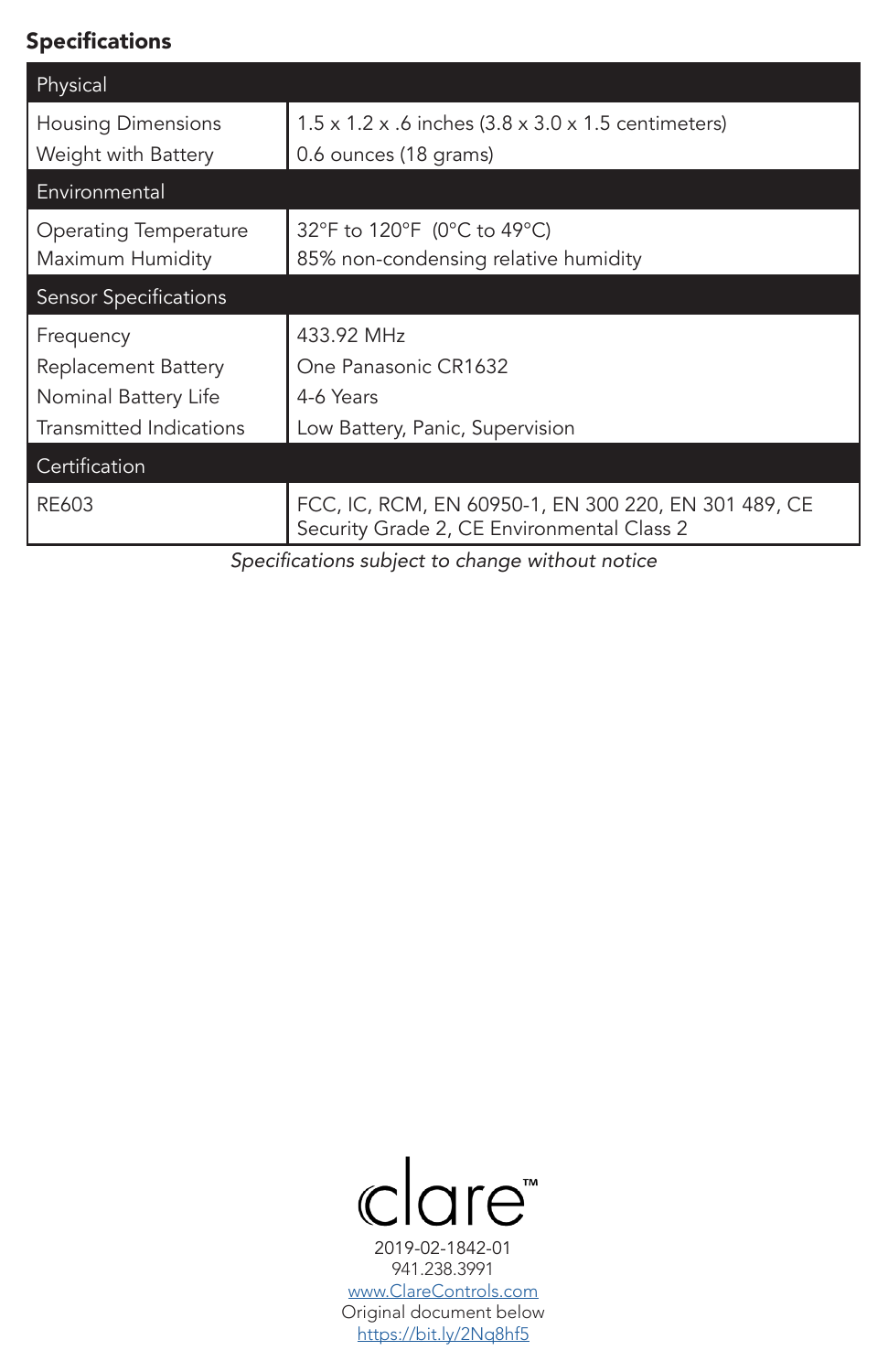## Specifications

| | |
|---|---|
| **Physical** | |
| Housing Dimensions | 1.5 x 1.2 x .6 inches (3.8 x 3.0 x 1.5 centimeters) |
| Weight with Battery | 0.6 ounces (18 grams) |
| **Environmental** | |
| Operating Temperature | 32°F to 120°F (0°C to 49°C) |
| Maximum Humidity | 85% non-condensing relative humidity |
| **Sensor Specifications** | |
| Frequency | 433.92 MHz |
| Replacement Battery | One Panasonic CR1632 |
| Nominal Battery Life | 4-6 Years |
| Transmitted Indications | Low Battery, Panic, Supervision |
| **Certification** | |
| RE603 | FCC, IC, RCM, EN 60950-1, EN 300 220, EN 301 489, CE Security Grade 2, CE Environmental Class 2 |

*Specifications subject to change without notice*

clare™

2019-02-1842-01
941.238.3991
[www.ClareControls.com](www.ClareControls.com)
Original document below
[https://bit.ly/2Nq8hf5](https://bit.ly/2Nq8hf5)